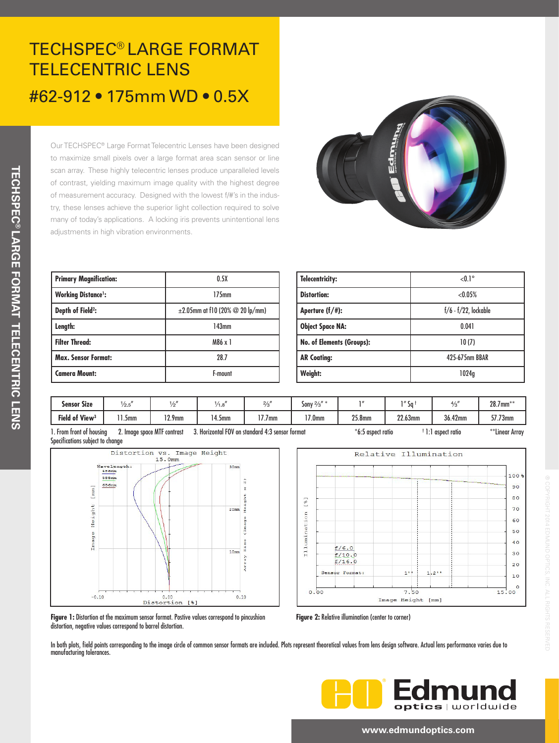# TECHSPEC® LARGE FORMAT TELECENTRIC LENS

## #62-912 • 175mm WD • 0.5X

Our TECHSPEC® Large Format Telecentric Lenses have been designed to maximize small pixels over a large format area scan sensor or line scan array. These highly telecentric lenses produce unparalleled levels of contrast, yielding maximum image quality with the highest degree of measurement accuracy. Designed with the lowest f/#'s in the industry, these lenses achieve the superior light collection required to solve many of today's applications. A locking iris prevents unintentional lens adjustments in high vibration environments.

| | |
|---|---|
| **Primary Magnification:** | 0.5X |
| **Working Distance[1]:** | 175mm |
| **Depth of Field[2]:** | ±2.05mm at f10 (20% @ 20 lp/mm) |
| **Length:** | 143mm |
| **Filter Thread:** | M86 x 1 |
| **Max. Sensor Format:** | 28.7 |
| **Camera Mount:** | F-mount |

| | |
|---|---|
| **Telecentricity:** | <0.1° |
| **Distortion:** | <0.05% |
| **Aperture (f/#):** | f/6 - f/22, lockable |
| **Object Space NA:** | 0.041 |
| **No. of Elements (Groups):** | 10 (7) |
| **AR Coating:** | 425-675nm BBAR |
| **Weight:** | 1024g |

| **Sensor Size** | 1/2.5" | 1/2" | 1/1.8" | 2/3" | Sony 2/3" * | 1" | 1" Sq † | 4/3" | 28.7mm** |
|---|---|---|---|---|---|---|---|---|---|
| **Field of View[3]** | 11.5mm | 12.9mm | 14.5mm | 17.7mm | 17.0mm | 25.8mm | 22.63mm | 36.42mm | 57.73mm |

1. From front of housing 2. Image space MTF contrast 3. Horizontal FOV on standard 4:3 sensor format *6:5 aspect ratio †1:1 aspect ratio **Linear Array

Specifications subject to change

**Figure 1:** Distortion at the maximum sensor format. Postive values correspond to pincushion distortion, negative values correspond to barrel distortion.

**Figure 2:** Relative illumination (center to corner)

In both plots, field points corresponding to the image circle of common sensor formats are included. Plots represent theoretical values from lens design software. Actual lens performance varies due to manufacturing tolerances.

www.edmundoptics.com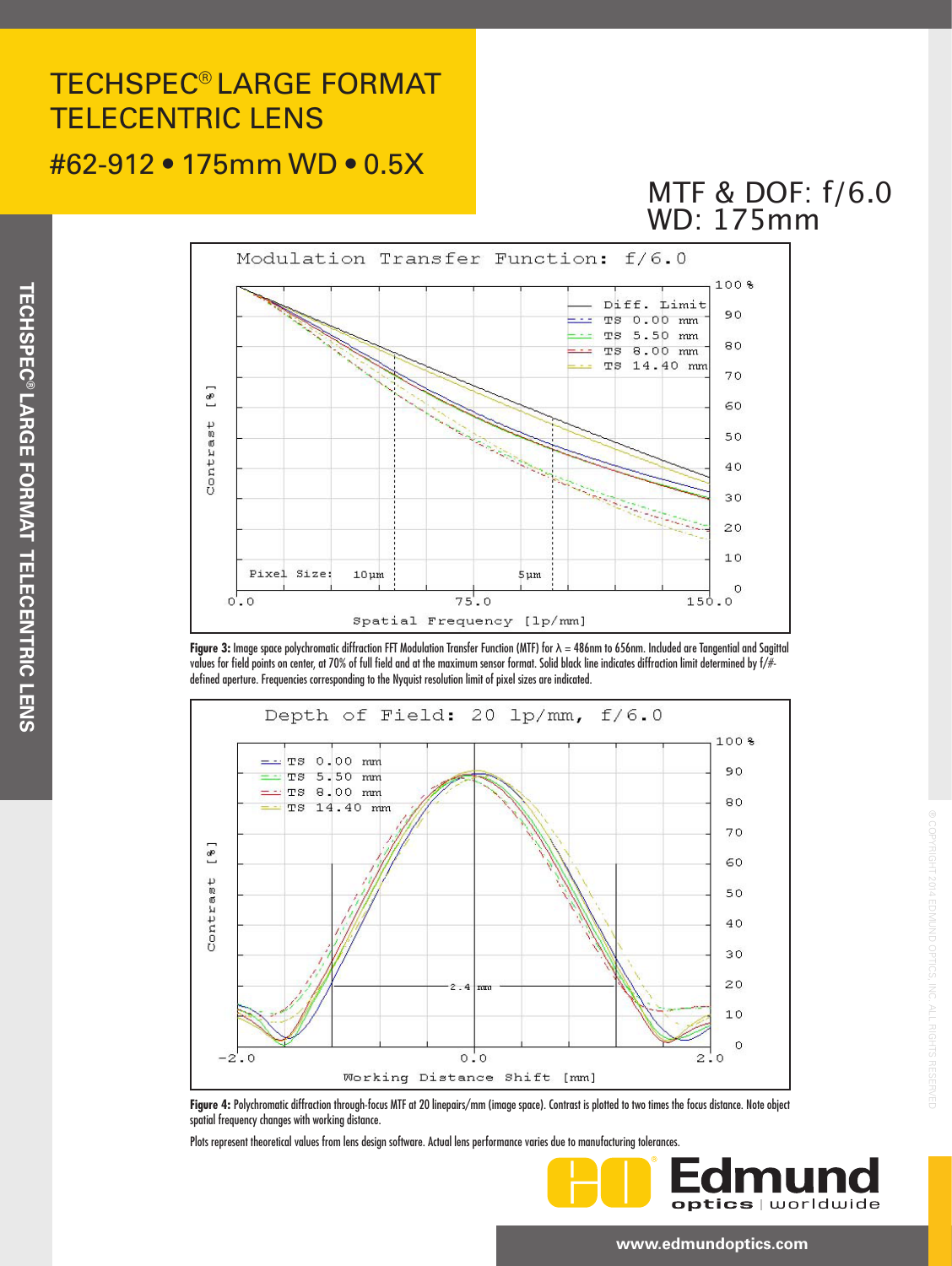# TECHSPEC® LARGE FORMAT TELECENTRIC LENS

## #62-912 • 175mm WD • 0.5X

## MTF & DOF: f/6.0 WD: 175mm

**Figure 3:** Image space polychromatic diffraction FFT Modulation Transfer Function (MTF) for λ = 486nm to 656nm. Included are Tangential and Sagittal values for field points on center, at 70% of full field and at the maximum sensor format. Solid black line indicates diffraction limit determined by f/#-defined aperture. Frequencies corresponding to the Nyquist resolution limit of pixel sizes are indicated.

**Figure 4:** Polychromatic diffraction through-focus MTF at 20 linepairs/mm (image space). Contrast is plotted to two times the focus distance. Note object spatial frequency changes with working distance.

Plots represent theoretical values from lens design software. Actual lens performance varies due to manufacturing tolerances.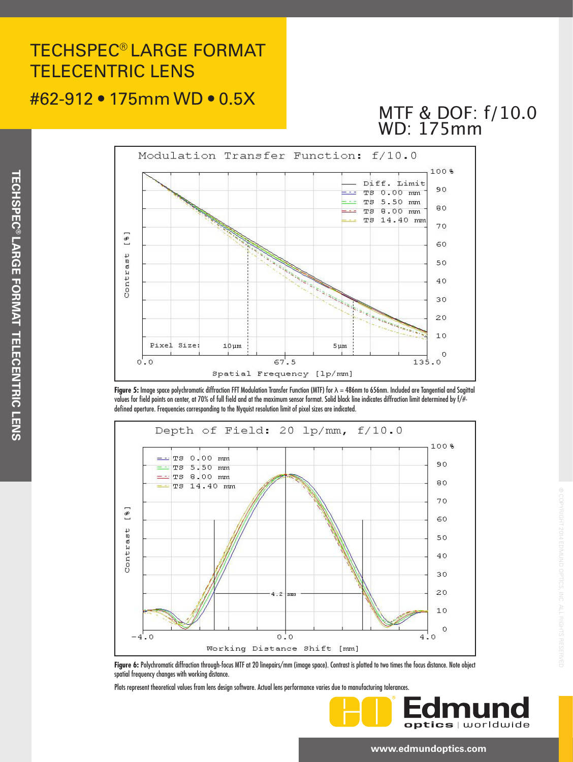# TECHSPEC® LARGE FORMAT TELECENTRIC LENS

## #62-912 • 175mm WD • 0.5X

## MTF & DOF: f/10.0 WD: 175mm

Modulation Transfer Function: f/10.0

100 %
90
80
70
60
50
40
30
20
10
0

Contrast [%]

Diff. Limit
TS 0.00 mm
TS 5.50 mm
TS 8.00 mm
TS 14.40 mm

Pixel Size: 10µm 5µm

0.0
67.5
135.0

Spatial Frequency [lp/mm]

**Figure 5:** Image space polychromatic diffraction FFT Modulation Transfer Function (MTF) for λ = 486nm to 656nm. Included are Tangential and Sagittal values for field points on center, at 70% of full field and at the maximum sensor format. Solid black line indicates diffraction limit determined by f/#-defined aperture. Frequencies corresponding to the Nyquist resolution limit of pixel sizes are indicated.

Depth of Field: 20 lp/mm, f/10.0

100 %
90
80
70
60
50
40
30
20
10
0

Contrast [%]

TS 0.00 mm
TS 5.50 mm
TS 8.00 mm
TS 14.40 mm

4.2 mm

-4.0
0.0
4.0

Working Distance Shift [mm]

**Figure 6:** Polychromatic diffraction through-focus MTF at 20 linepairs/mm (image space). Contrast is plotted to two times the focus distance. Note object spatial frequency changes with working distance.

Plots represent theoretical values from lens design software. Actual lens performance varies due to manufacturing tolerances.